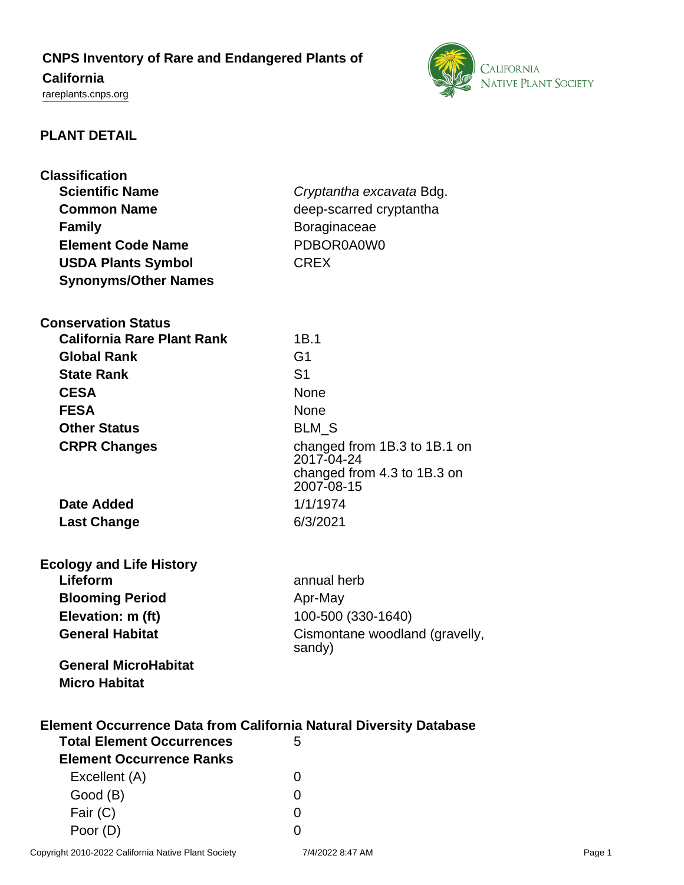# CNPS Inventory of Rare and Endangered Plants of California

rareplants.cnps.org

## PLANT DETAIL

### Classification

| | |
|---|---|
| **Scientific Name** | *Cryptantha excavata* Bdg. |
| **Common Name** | deep-scarred cryptantha |
| **Family** | Boraginaceae |
| **Element Code Name** | PDBOR0A0W0 |
| **USDA Plants Symbol** | CREX |
| **Synonyms/Other Names** | |

### Conservation Status

| | |
|---|---|
| **California Rare Plant Rank** | 1B.1 |
| **Global Rank** | G1 |
| **State Rank** | S1 |
| **CESA** | None |
| **FESA** | None |
| **Other Status** | BLM_S |
| **CRPR Changes** | changed from 1B.3 to 1B.1 on 2017-04-24<br>changed from 4.3 to 1B.3 on 2007-08-15 |
| **Date Added** | 1/1/1974 |
| **Last Change** | 6/3/2021 |

### Ecology and Life History

| | |
|---|---|
| **Lifeform** | annual herb |
| **Blooming Period** | Apr-May |
| **Elevation: m (ft)** | 100-500 (330-1640) |
| **General Habitat** | Cismontane woodland (gravelly, sandy) |
| **General MicroHabitat** | |
| **Micro Habitat** | |

### Element Occurrence Data from California Natural Diversity Database

| | |
|---|---|
| **Total Element Occurrences** | 5 |
| **Element Occurrence Ranks** | |
| Excellent (A) | 0 |
| Good (B) | 0 |
| Fair (C) | 0 |
| Poor (D) | 0 |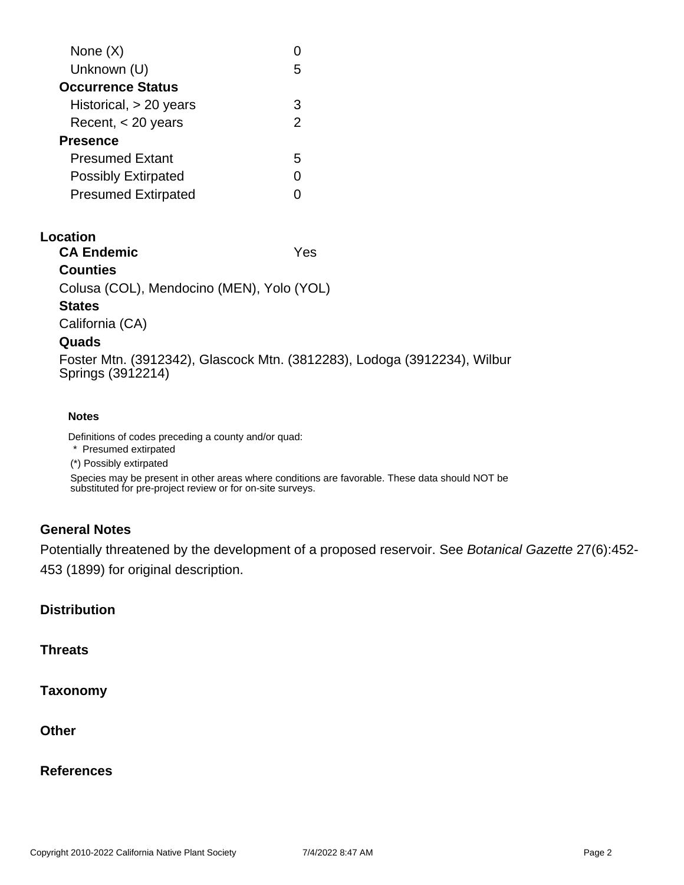| | |
|---|---|
| None (X) | 0 |
| Unknown (U) | 5 |
| **Occurrence Status** | |
| Historical, > 20 years | 3 |
| Recent, < 20 years | 2 |
| **Presence** | |
| Presumed Extant | 5 |
| Possibly Extirpated | 0 |
| Presumed Extirpated | 0 |

## Location

**CA Endemic** Yes

**Counties**

Colusa (COL), Mendocino (MEN), Yolo (YOL)

**States**

California (CA)

**Quads**

Foster Mtn. (3912342), Glascock Mtn. (3812283), Lodoga (3912234), Wilbur Springs (3912214)

**Notes**

Definitions of codes preceding a county and/or quad:

\* Presumed extirpated

(*) Possibly extirpated

Species may be present in other areas where conditions are favorable. These data should NOT be substituted for pre-project review or for on-site surveys.

## General Notes

Potentially threatened by the development of a proposed reservoir. See *Botanical Gazette* 27(6):452-453 (1899) for original description.

## Distribution

## Threats

## Taxonomy

## Other

## References